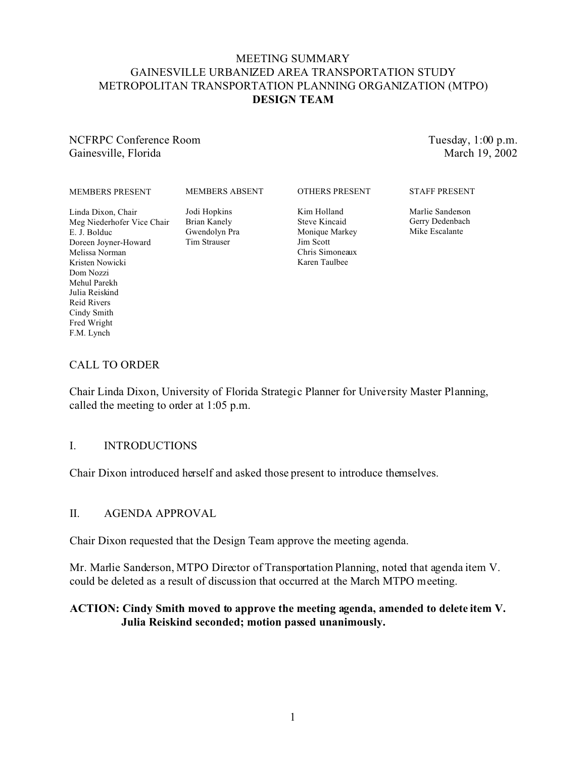# MEETING SUMMARY
# GAINESVILLE URBANIZED AREA TRANSPORTATION STUDY
# METROPOLITAN TRANSPORTATION PLANNING ORGANIZATION (MTPO)
# **DESIGN TEAM**

NCFRPC Conference Room
Gainesville, Florida

Tuesday, 1:00 p.m.
March 19, 2002

| MEMBERS PRESENT | MEMBERS ABSENT | OTHERS PRESENT | STAFF PRESENT |
|---|---|---|---|
| Linda Dixon, Chair | Jodi Hopkins | Kim Holland | Marlie Sanderson |
| Meg Niederhofer Vice Chair | Brian Kanely | Steve Kincaid | Gerry Dedenbach |
| E. J. Bolduc | Gwendolyn Pra | Monique Markey | Mike Escalante |
| Doreen Joyner-Howard | Tim Strauser | Jim Scott | |
| Melissa Norman | | Chris Simoneaux | |
| Kristen Nowicki | | Karen Taulbee | |
| Dom Nozzi | | | |
| Mehul Parekh | | | |
| Julia Reiskind | | | |
| Reid Rivers | | | |
| Cindy Smith | | | |
| Fred Wright | | | |
| F.M. Lynch | | | |

## CALL TO ORDER

Chair Linda Dixon, University of Florida Strategic Planner for University Master Planning, called the meeting to order at 1:05 p.m.

## I. INTRODUCTIONS

Chair Dixon introduced herself and asked those present to introduce themselves.

## II. AGENDA APPROVAL

Chair Dixon requested that the Design Team approve the meeting agenda.

Mr. Marlie Sanderson, MTPO Director of Transportation Planning, noted that agenda item V. could be deleted as a result of discussion that occurred at the March MTPO meeting.

**ACTION: Cindy Smith moved to approve the meeting agenda, amended to delete item V. Julia Reiskind seconded; motion passed unanimously.**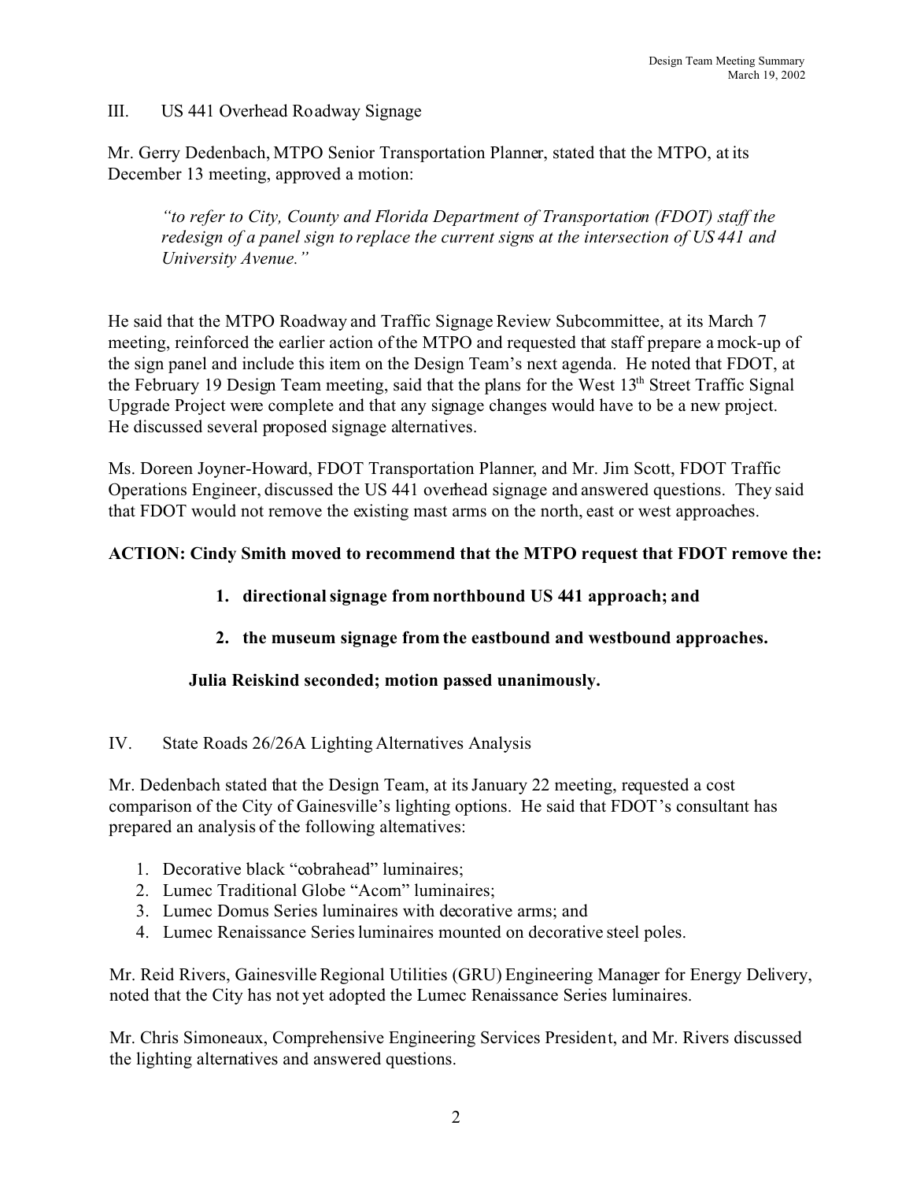## III. US 441 Overhead Roadway Signage

Mr. Gerry Dedenbach, MTPO Senior Transportation Planner, stated that the MTPO, at its December 13 meeting, approved a motion:

> *"to refer to City, County and Florida Department of Transportation (FDOT) staff the redesign of a panel sign to replace the current signs at the intersection of US 441 and University Avenue."*

He said that the MTPO Roadway and Traffic Signage Review Subcommittee, at its March 7 meeting, reinforced the earlier action of the MTPO and requested that staff prepare a mock-up of the sign panel and include this item on the Design Team's next agenda. He noted that FDOT, at the February 19 Design Team meeting, said that the plans for the West 13th Street Traffic Signal Upgrade Project were complete and that any signage changes would have to be a new project. He discussed several proposed signage alternatives.

Ms. Doreen Joyner-Howard, FDOT Transportation Planner, and Mr. Jim Scott, FDOT Traffic Operations Engineer, discussed the US 441 overhead signage and answered questions. They said that FDOT would not remove the existing mast arms on the north, east or west approaches.

**ACTION: Cindy Smith moved to recommend that the MTPO request that FDOT remove the:**

1. **directional signage from northbound US 441 approach; and**
2. **the museum signage from the eastbound and westbound approaches.**

**Julia Reiskind seconded; motion passed unanimously.**

## IV. State Roads 26/26A Lighting Alternatives Analysis

Mr. Dedenbach stated that the Design Team, at its January 22 meeting, requested a cost comparison of the City of Gainesville's lighting options. He said that FDOT's consultant has prepared an analysis of the following alternatives:

1. Decorative black "cobrahead" luminaires;
2. Lumec Traditional Globe "Acorn" luminaires;
3. Lumec Domus Series luminaires with decorative arms; and
4. Lumec Renaissance Series luminaires mounted on decorative steel poles.

Mr. Reid Rivers, Gainesville Regional Utilities (GRU) Engineering Manager for Energy Delivery, noted that the City has not yet adopted the Lumec Renaissance Series luminaires.

Mr. Chris Simoneaux, Comprehensive Engineering Services President, and Mr. Rivers discussed the lighting alternatives and answered questions.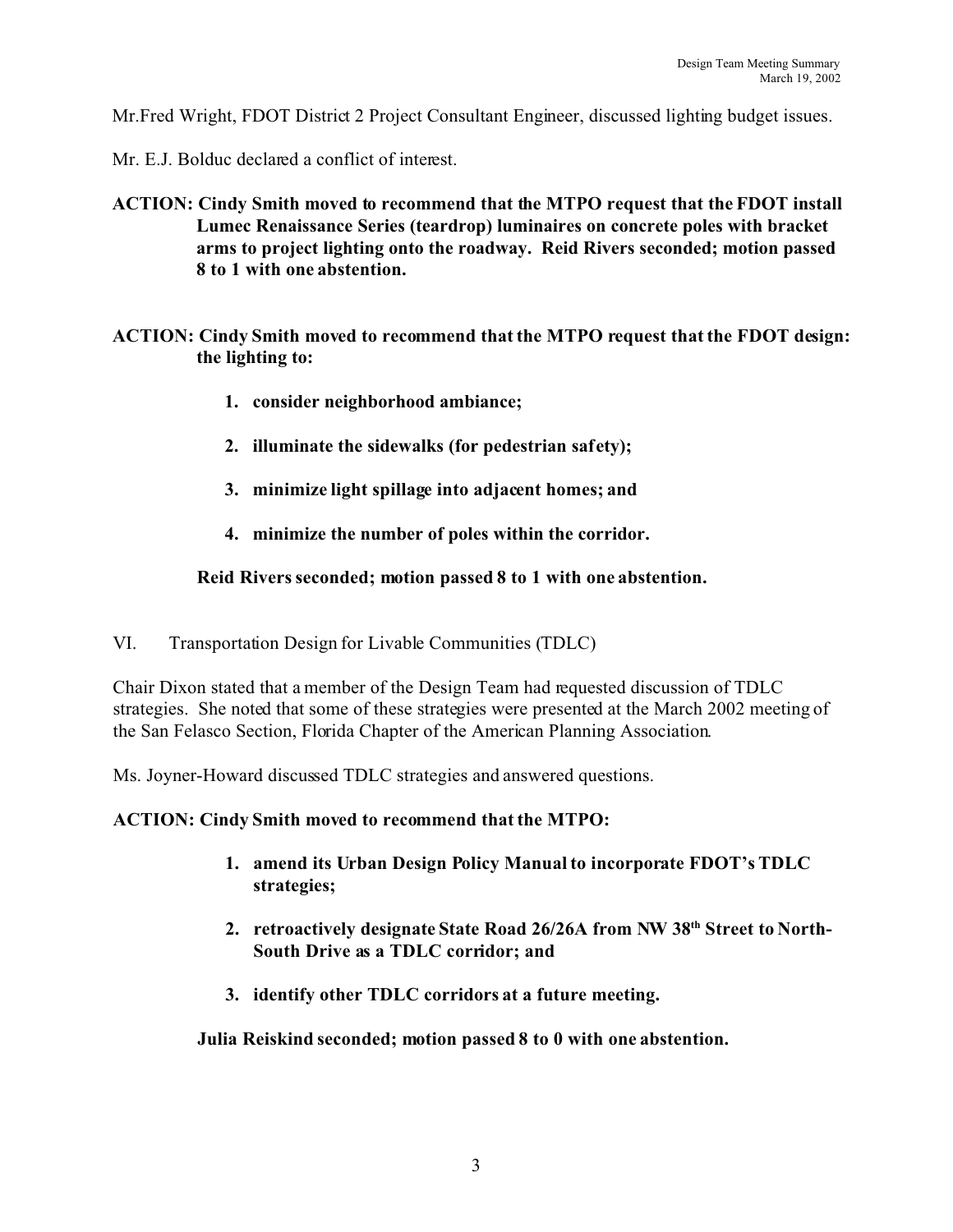Mr.Fred Wright, FDOT District 2 Project Consultant Engineer, discussed lighting budget issues.

Mr. E.J. Bolduc declared a conflict of interest.

**ACTION: Cindy Smith moved to recommend that the MTPO request that the FDOT install Lumec Renaissance Series (teardrop) luminaires on concrete poles with bracket arms to project lighting onto the roadway. Reid Rivers seconded; motion passed 8 to 1 with one abstention.**

**ACTION: Cindy Smith moved to recommend that the MTPO request that the FDOT design: the lighting to:**

1. **consider neighborhood ambiance;**
2. **illuminate the sidewalks (for pedestrian safety);**
3. **minimize light spillage into adjacent homes; and**
4. **minimize the number of poles within the corridor.**

**Reid Rivers seconded; motion passed 8 to 1 with one abstention.**

VI. Transportation Design for Livable Communities (TDLC)

Chair Dixon stated that a member of the Design Team had requested discussion of TDLC strategies. She noted that some of these strategies were presented at the March 2002 meeting of the San Felasco Section, Florida Chapter of the American Planning Association.

Ms. Joyner-Howard discussed TDLC strategies and answered questions.

**ACTION: Cindy Smith moved to recommend that the MTPO:**

1. **amend its Urban Design Policy Manual to incorporate FDOT's TDLC strategies;**
2. **retroactively designate State Road 26/26A from NW 38th Street to North-South Drive as a TDLC corridor; and**
3. **identify other TDLC corridors at a future meeting.**

**Julia Reiskind seconded; motion passed 8 to 0 with one abstention.**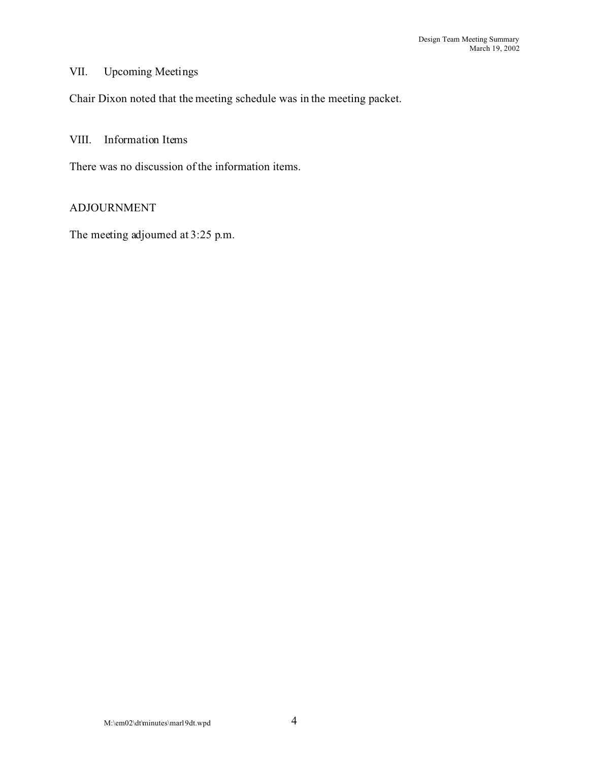## VII. Upcoming Meetings

Chair Dixon noted that the meeting schedule was in the meeting packet.

## VIII. Information Items

There was no discussion of the information items.

## ADJOURNMENT

The meeting adjourned at 3:25 p.m.

M:\em02\dt\minutes\mar19dt.wpd